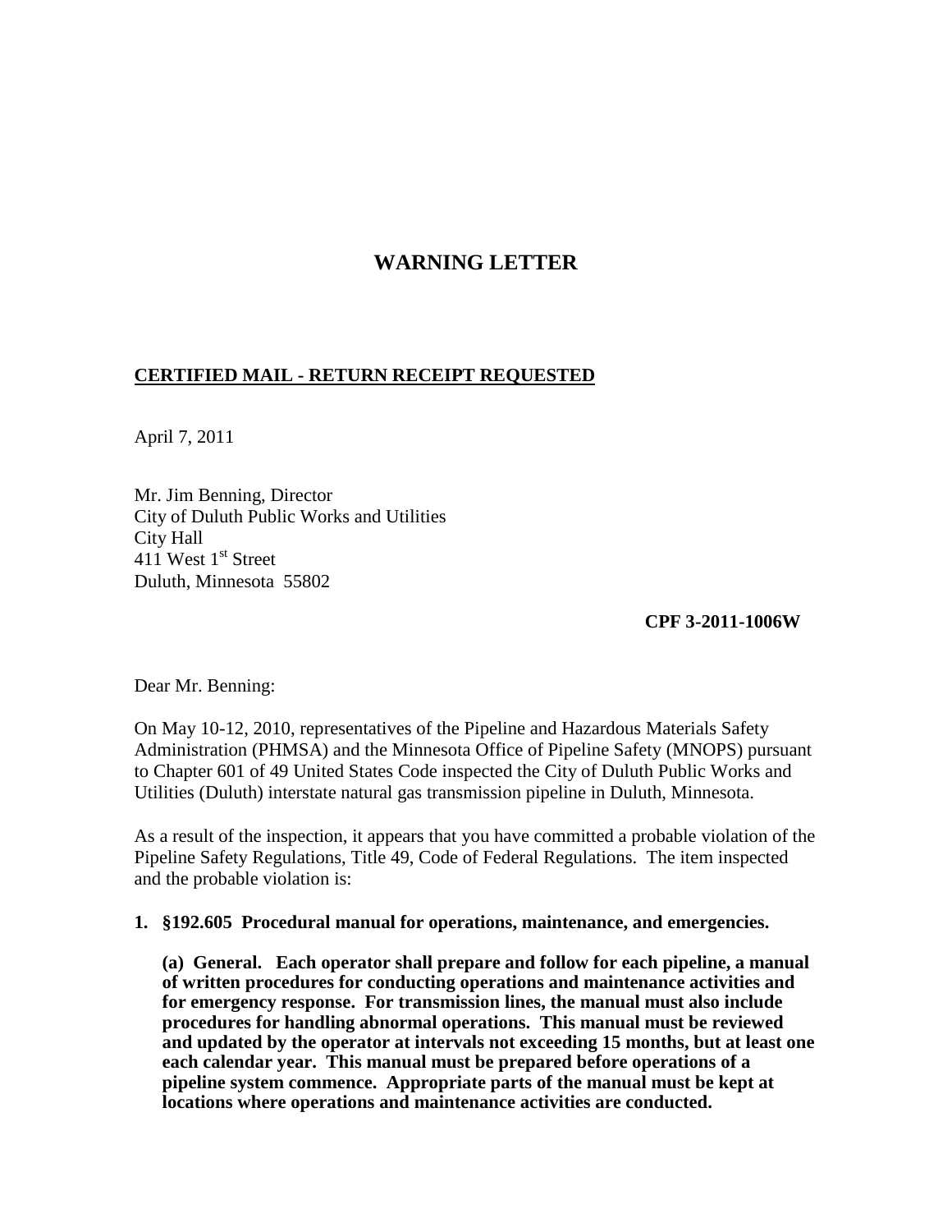# WARNING LETTER

**CERTIFIED MAIL - RETURN RECEIPT REQUESTED**

April 7, 2011

Mr. Jim Benning, Director
City of Duluth Public Works and Utilities
City Hall
411 West 1st Street
Duluth, Minnesota 55802

**CPF 3-2011-1006W**

Dear Mr. Benning:

On May 10-12, 2010, representatives of the Pipeline and Hazardous Materials Safety Administration (PHMSA) and the Minnesota Office of Pipeline Safety (MNOPS) pursuant to Chapter 601 of 49 United States Code inspected the City of Duluth Public Works and Utilities (Duluth) interstate natural gas transmission pipeline in Duluth, Minnesota.

As a result of the inspection, it appears that you have committed a probable violation of the Pipeline Safety Regulations, Title 49, Code of Federal Regulations. The item inspected and the probable violation is:

**1. §192.605 Procedural manual for operations, maintenance, and emergencies.**

**(a) General. Each operator shall prepare and follow for each pipeline, a manual of written procedures for conducting operations and maintenance activities and for emergency response. For transmission lines, the manual must also include procedures for handling abnormal operations. This manual must be reviewed and updated by the operator at intervals not exceeding 15 months, but at least one each calendar year. This manual must be prepared before operations of a pipeline system commence. Appropriate parts of the manual must be kept at locations where operations and maintenance activities are conducted.**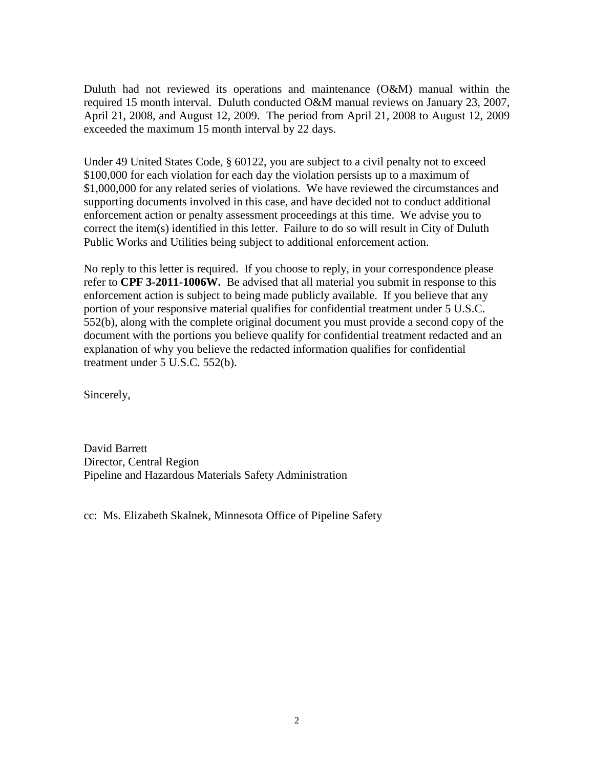Duluth had not reviewed its operations and maintenance (O&M) manual within the required 15 month interval. Duluth conducted O&M manual reviews on January 23, 2007, April 21, 2008, and August 12, 2009. The period from April 21, 2008 to August 12, 2009 exceeded the maximum 15 month interval by 22 days.

Under 49 United States Code, § 60122, you are subject to a civil penalty not to exceed $100,000 for each violation for each day the violation persists up to a maximum of $1,000,000 for any related series of violations. We have reviewed the circumstances and supporting documents involved in this case, and have decided not to conduct additional enforcement action or penalty assessment proceedings at this time. We advise you to correct the item(s) identified in this letter. Failure to do so will result in City of Duluth Public Works and Utilities being subject to additional enforcement action.

No reply to this letter is required. If you choose to reply, in your correspondence please refer to **CPF 3-2011-1006W.** Be advised that all material you submit in response to this enforcement action is subject to being made publicly available. If you believe that any portion of your responsive material qualifies for confidential treatment under 5 U.S.C. 552(b), along with the complete original document you must provide a second copy of the document with the portions you believe qualify for confidential treatment redacted and an explanation of why you believe the redacted information qualifies for confidential treatment under 5 U.S.C. 552(b).

Sincerely,

David Barrett
Director, Central Region
Pipeline and Hazardous Materials Safety Administration

cc: Ms. Elizabeth Skalnek, Minnesota Office of Pipeline Safety